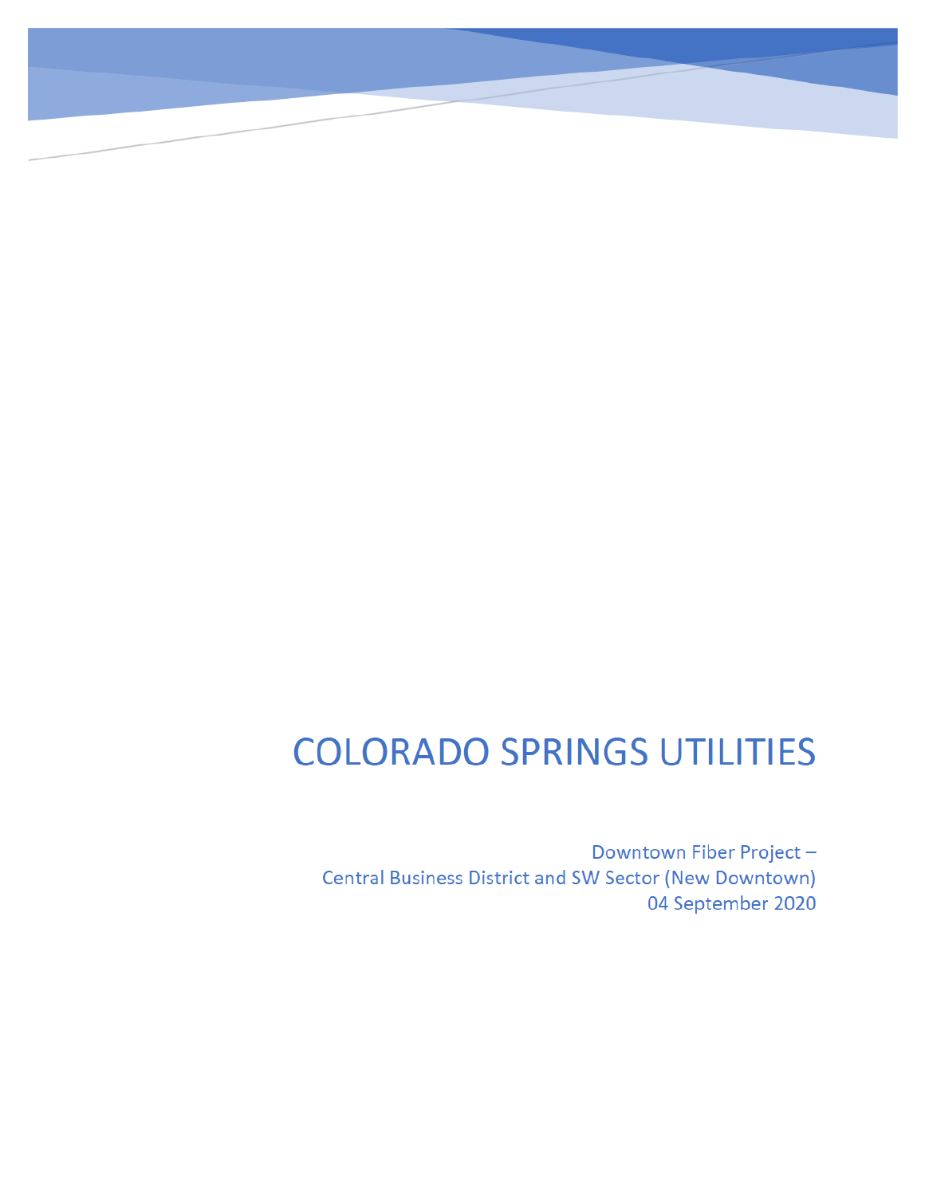# COLORADO SPRINGS UTILITIES

Downtown Fiber Project –
Central Business District and SW Sector (New Downtown)
04 September 2020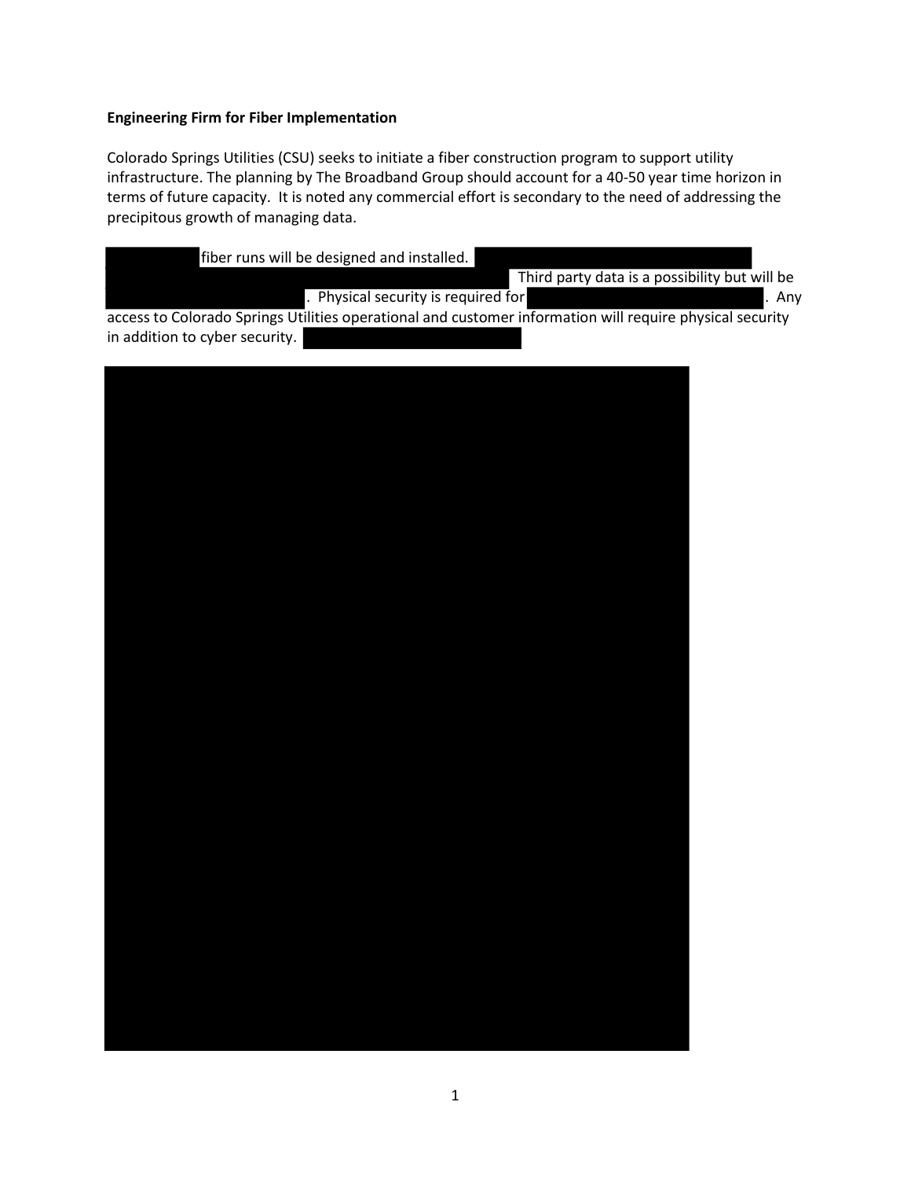**Engineering Firm for Fiber Implementation**

Colorado Springs Utilities (CSU) seeks to initiate a fiber construction program to support utility infrastructure. The planning by The Broadband Group should account for a 40-50 year time horizon in terms of future capacity. It is noted any commercial effort is secondary to the need of addressing the precipitous growth of managing data.

fiber runs will be designed and installed. Third party data is a possibility but will be . Physical security is required for . Any access to Colorado Springs Utilities operational and customer information will require physical security in addition to cyber security.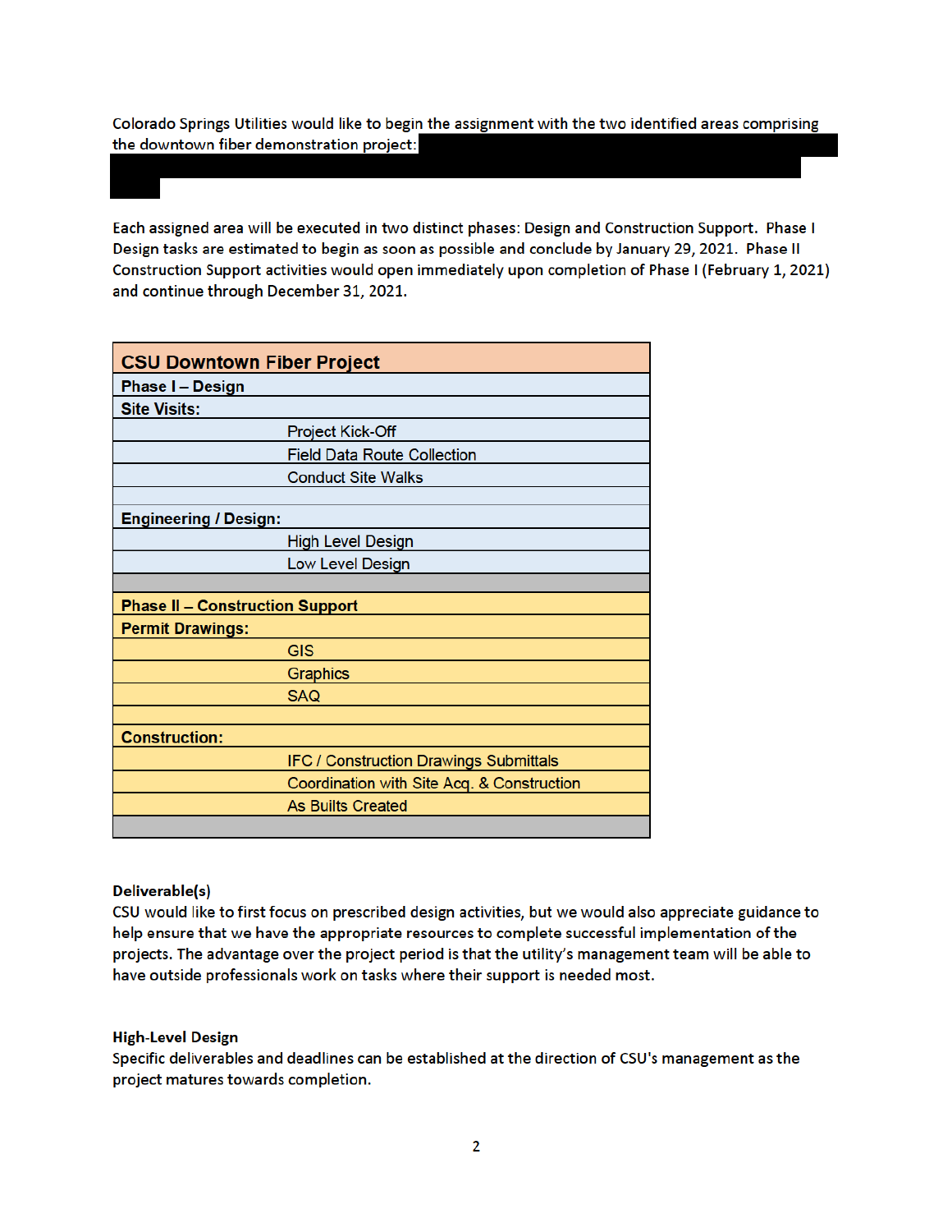Colorado Springs Utilities would like to begin the assignment with the two identified areas comprising the downtown fiber demonstration project:

Each assigned area will be executed in two distinct phases: Design and Construction Support. Phase I Design tasks are estimated to begin as soon as possible and conclude by January 29, 2021. Phase II Construction Support activities would open immediately upon completion of Phase I (February 1, 2021) and continue through December 31, 2021.

| CSU Downtown Fiber Project | |
|---|---|
| **Phase I – Design** | |
| **Site Visits:** | |
| | Project Kick-Off |
| | Field Data Route Collection |
| | Conduct Site Walks |
| | |
| **Engineering / Design:** | |
| | High Level Design |
| | Low Level Design |
| | |
| **Phase II – Construction Support** | |
| **Permit Drawings:** | |
| | GIS |
| | Graphics |
| | SAQ |
| | |
| **Construction:** | |
| | IFC / Construction Drawings Submittals |
| | Coordination with Site Acq. & Construction |
| | As Builts Created |
| | |

**Deliverable(s)**

CSU would like to first focus on prescribed design activities, but we would also appreciate guidance to help ensure that we have the appropriate resources to complete successful implementation of the projects. The advantage over the project period is that the utility's management team will be able to have outside professionals work on tasks where their support is needed most.

**High-Level Design**

Specific deliverables and deadlines can be established at the direction of CSU's management as the project matures towards completion.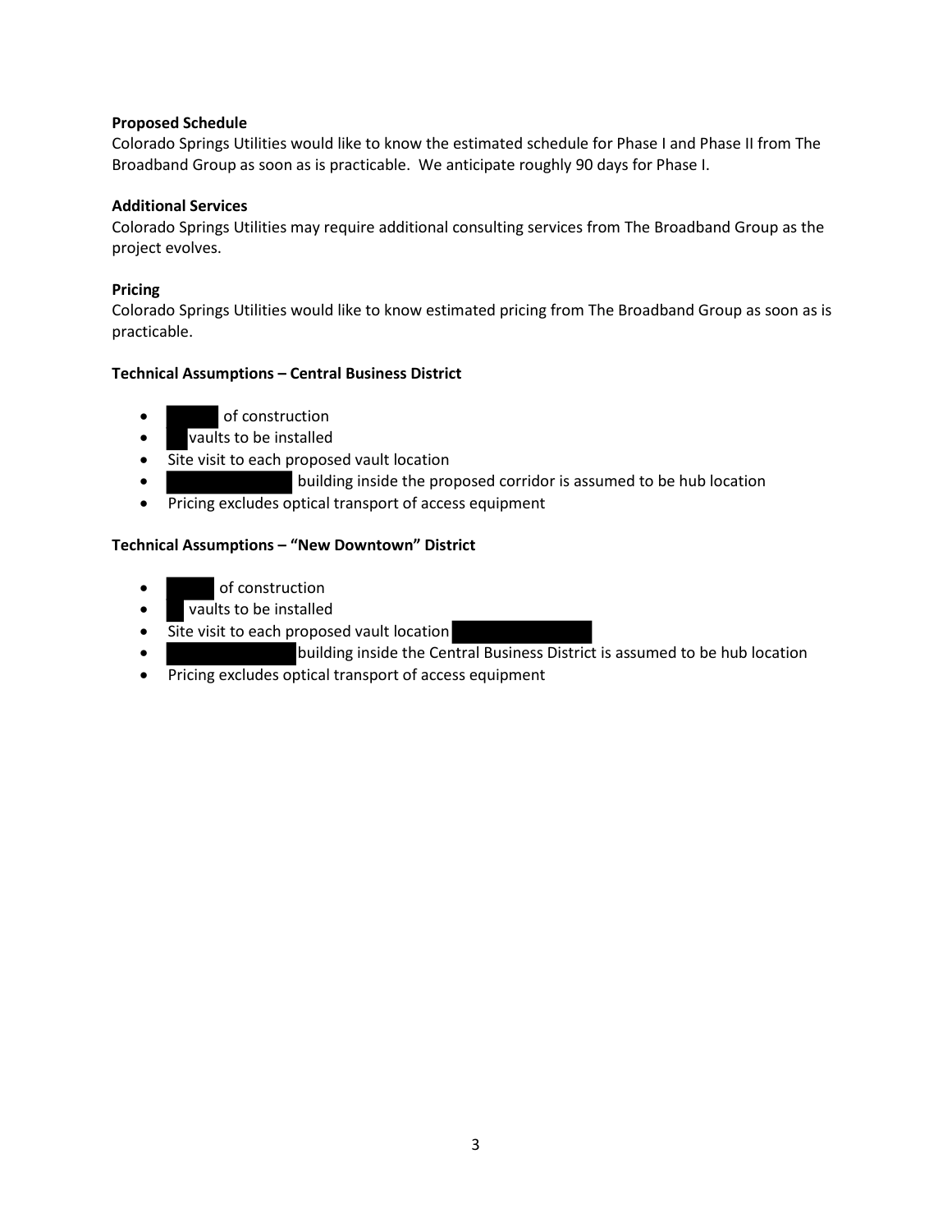**Proposed Schedule**

Colorado Springs Utilities would like to know the estimated schedule for Phase I and Phase II from The Broadband Group as soon as is practicable. We anticipate roughly 90 days for Phase I.

**Additional Services**

Colorado Springs Utilities may require additional consulting services from The Broadband Group as the project evolves.

**Pricing**

Colorado Springs Utilities would like to know estimated pricing from The Broadband Group as soon as is practicable.

**Technical Assumptions – Central Business District**

- of construction
- vaults to be installed
- Site visit to each proposed vault location
- building inside the proposed corridor is assumed to be hub location
- Pricing excludes optical transport of access equipment

**Technical Assumptions – "New Downtown" District**

- of construction
- vaults to be installed
- Site visit to each proposed vault location
- building inside the Central Business District is assumed to be hub location
- Pricing excludes optical transport of access equipment